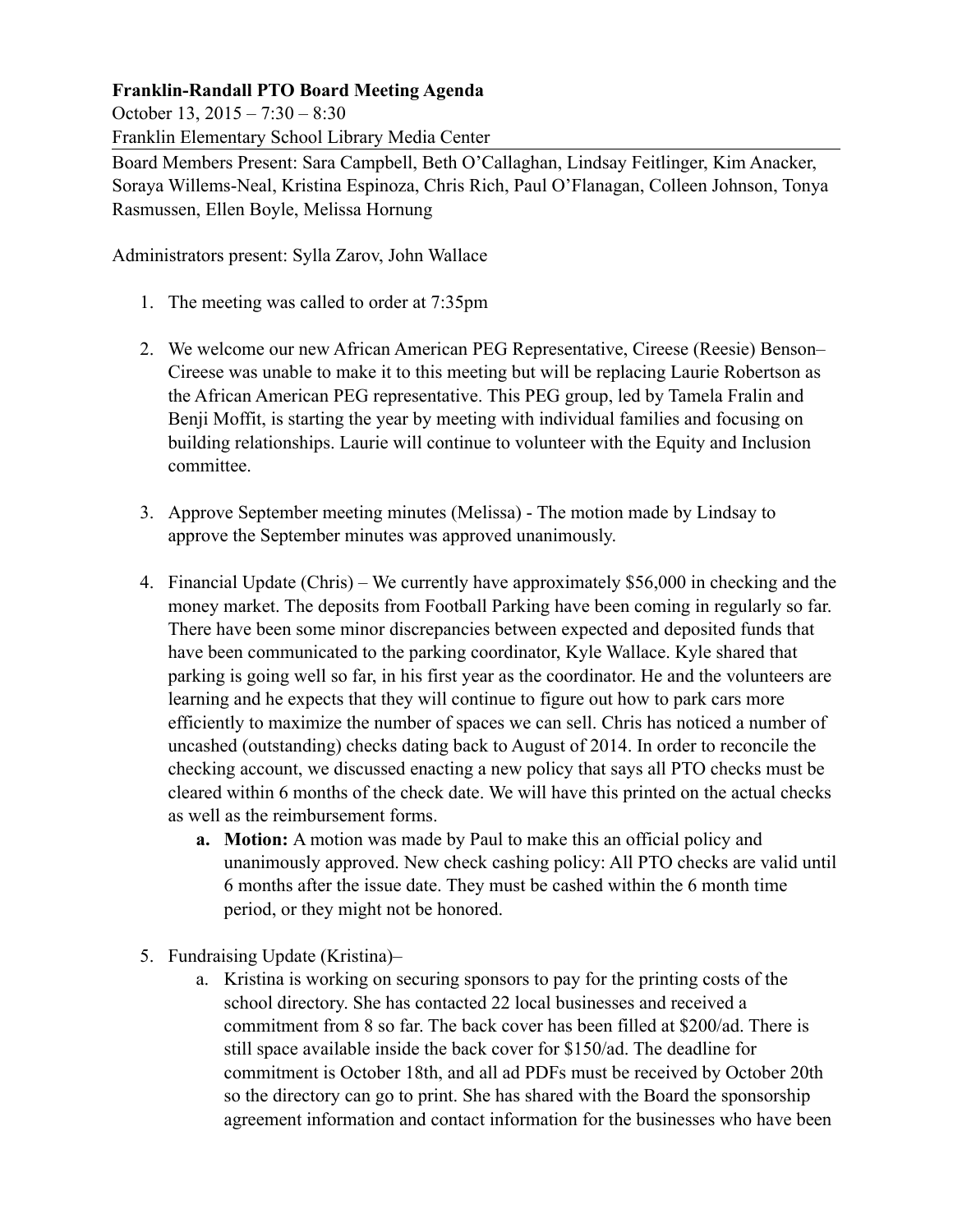**Franklin-Randall PTO Board Meeting Agenda**

October 13, 2015 – 7:30 – 8:30

Franklin Elementary School Library Media Center

Board Members Present: Sara Campbell, Beth O'Callaghan, Lindsay Feitlinger, Kim Anacker, Soraya Willems-Neal, Kristina Espinoza, Chris Rich, Paul O'Flanagan, Colleen Johnson, Tonya Rasmussen, Ellen Boyle, Melissa Hornung

Administrators present: Sylla Zarov, John Wallace

1. The meeting was called to order at 7:35pm

2. We welcome our new African American PEG Representative, Cireese (Reesie) Benson– Cireese was unable to make it to this meeting but will be replacing Laurie Robertson as the African American PEG representative. This PEG group, led by Tamela Fralin and Benji Moffit, is starting the year by meeting with individual families and focusing on building relationships. Laurie will continue to volunteer with the Equity and Inclusion committee.

3. Approve September meeting minutes (Melissa) - The motion made by Lindsay to approve the September minutes was approved unanimously.

4. Financial Update (Chris) – We currently have approximately $56,000 in checking and the money market. The deposits from Football Parking have been coming in regularly so far. There have been some minor discrepancies between expected and deposited funds that have been communicated to the parking coordinator, Kyle Wallace. Kyle shared that parking is going well so far, in his first year as the coordinator. He and the volunteers are learning and he expects that they will continue to figure out how to park cars more efficiently to maximize the number of spaces we can sell. Chris has noticed a number of uncashed (outstanding) checks dating back to August of 2014. In order to reconcile the checking account, we discussed enacting a new policy that says all PTO checks must be cleared within 6 months of the check date. We will have this printed on the actual checks as well as the reimbursement forms.
   a. **Motion:** A motion was made by Paul to make this an official policy and unanimously approved. New check cashing policy: All PTO checks are valid until 6 months after the issue date. They must be cashed within the 6 month time period, or they might not be honored.

5. Fundraising Update (Kristina)–
   a. Kristina is working on securing sponsors to pay for the printing costs of the school directory. She has contacted 22 local businesses and received a commitment from 8 so far. The back cover has been filled at $200/ad. There is still space available inside the back cover for $150/ad. The deadline for commitment is October 18th, and all ad PDFs must be received by October 20th so the directory can go to print. She has shared with the Board the sponsorship agreement information and contact information for the businesses who have been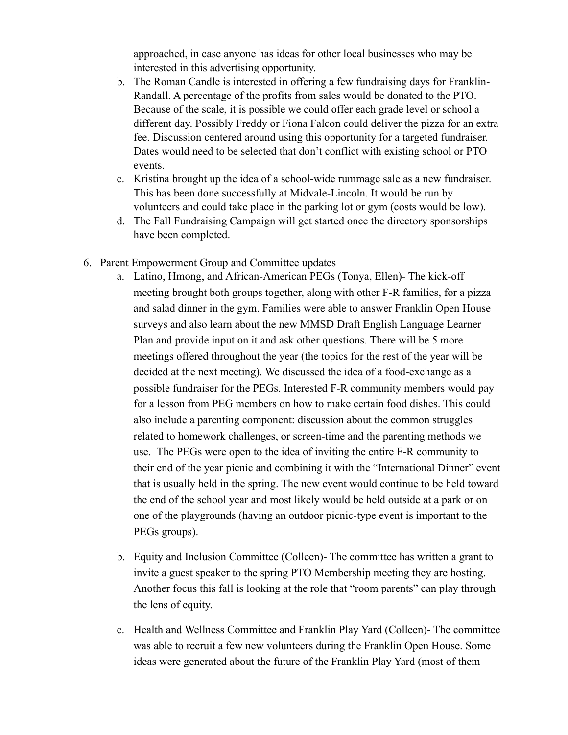approached, in case anyone has ideas for other local businesses who may be interested in this advertising opportunity.

b. The Roman Candle is interested in offering a few fundraising days for Franklin-Randall. A percentage of the profits from sales would be donated to the PTO. Because of the scale, it is possible we could offer each grade level or school a different day. Possibly Freddy or Fiona Falcon could deliver the pizza for an extra fee. Discussion centered around using this opportunity for a targeted fundraiser. Dates would need to be selected that don't conflict with existing school or PTO events.

c. Kristina brought up the idea of a school-wide rummage sale as a new fundraiser. This has been done successfully at Midvale-Lincoln. It would be run by volunteers and could take place in the parking lot or gym (costs would be low).

d. The Fall Fundraising Campaign will get started once the directory sponsorships have been completed.

6. Parent Empowerment Group and Committee updates
   a. Latino, Hmong, and African-American PEGs (Tonya, Ellen)- The kick-off meeting brought both groups together, along with other F-R families, for a pizza and salad dinner in the gym. Families were able to answer Franklin Open House surveys and also learn about the new MMSD Draft English Language Learner Plan and provide input on it and ask other questions. There will be 5 more meetings offered throughout the year (the topics for the rest of the year will be decided at the next meeting). We discussed the idea of a food-exchange as a possible fundraiser for the PEGs. Interested F-R community members would pay for a lesson from PEG members on how to make certain food dishes. This could also include a parenting component: discussion about the common struggles related to homework challenges, or screen-time and the parenting methods we use. The PEGs were open to the idea of inviting the entire F-R community to their end of the year picnic and combining it with the "International Dinner" event that is usually held in the spring. The new event would continue to be held toward the end of the school year and most likely would be held outside at a park or on one of the playgrounds (having an outdoor picnic-type event is important to the PEGs groups).

   b. Equity and Inclusion Committee (Colleen)- The committee has written a grant to invite a guest speaker to the spring PTO Membership meeting they are hosting. Another focus this fall is looking at the role that "room parents" can play through the lens of equity.

   c. Health and Wellness Committee and Franklin Play Yard (Colleen)- The committee was able to recruit a few new volunteers during the Franklin Open House. Some ideas were generated about the future of the Franklin Play Yard (most of them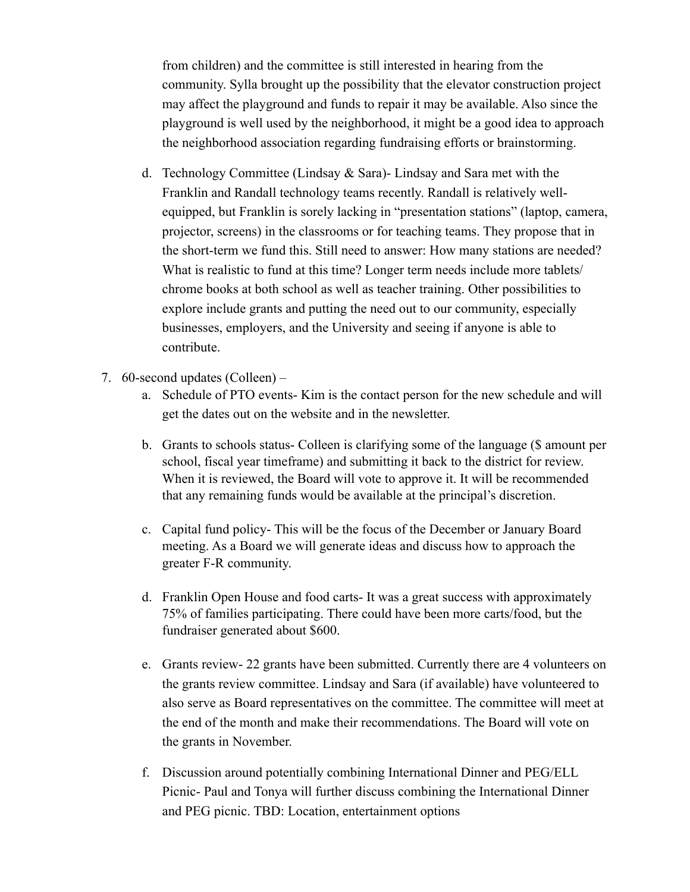from children) and the committee is still interested in hearing from the community. Sylla brought up the possibility that the elevator construction project may affect the playground and funds to repair it may be available. Also since the playground is well used by the neighborhood, it might be a good idea to approach the neighborhood association regarding fundraising efforts or brainstorming.

   d. Technology Committee (Lindsay & Sara)- Lindsay and Sara met with the Franklin and Randall technology teams recently. Randall is relatively well-equipped, but Franklin is sorely lacking in "presentation stations" (laptop, camera, projector, screens) in the classrooms or for teaching teams. They propose that in the short-term we fund this. Still need to answer: How many stations are needed? What is realistic to fund at this time? Longer term needs include more tablets/ chrome books at both school as well as teacher training. Other possibilities to explore include grants and putting the need out to our community, especially businesses, employers, and the University and seeing if anyone is able to contribute.

7. 60-second updates (Colleen) –
   a. Schedule of PTO events- Kim is the contact person for the new schedule and will get the dates out on the website and in the newsletter.

   b. Grants to schools status- Colleen is clarifying some of the language ($ amount per school, fiscal year timeframe) and submitting it back to the district for review. When it is reviewed, the Board will vote to approve it. It will be recommended that any remaining funds would be available at the principal's discretion.

   c. Capital fund policy- This will be the focus of the December or January Board meeting. As a Board we will generate ideas and discuss how to approach the greater F-R community.

   d. Franklin Open House and food carts- It was a great success with approximately 75% of families participating. There could have been more carts/food, but the fundraiser generated about $600.

   e. Grants review- 22 grants have been submitted. Currently there are 4 volunteers on the grants review committee. Lindsay and Sara (if available) have volunteered to also serve as Board representatives on the committee. The committee will meet at the end of the month and make their recommendations. The Board will vote on the grants in November.

   f. Discussion around potentially combining International Dinner and PEG/ELL Picnic- Paul and Tonya will further discuss combining the International Dinner and PEG picnic. TBD: Location, entertainment options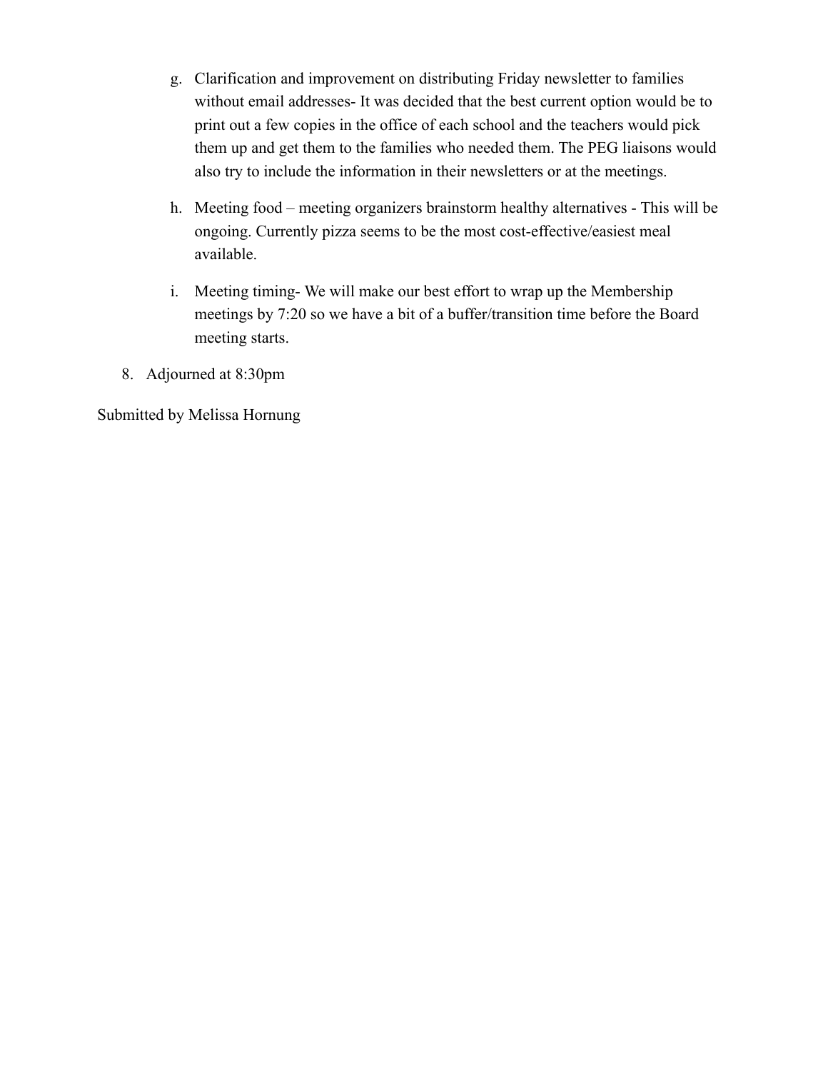g. Clarification and improvement on distributing Friday newsletter to families without email addresses- It was decided that the best current option would be to print out a few copies in the office of each school and the teachers would pick them up and get them to the families who needed them. The PEG liaisons would also try to include the information in their newsletters or at the meetings.

h. Meeting food – meeting organizers brainstorm healthy alternatives - This will be ongoing. Currently pizza seems to be the most cost-effective/easiest meal available.

i. Meeting timing- We will make our best effort to wrap up the Membership meetings by 7:20 so we have a bit of a buffer/transition time before the Board meeting starts.

8. Adjourned at 8:30pm

Submitted by Melissa Hornung